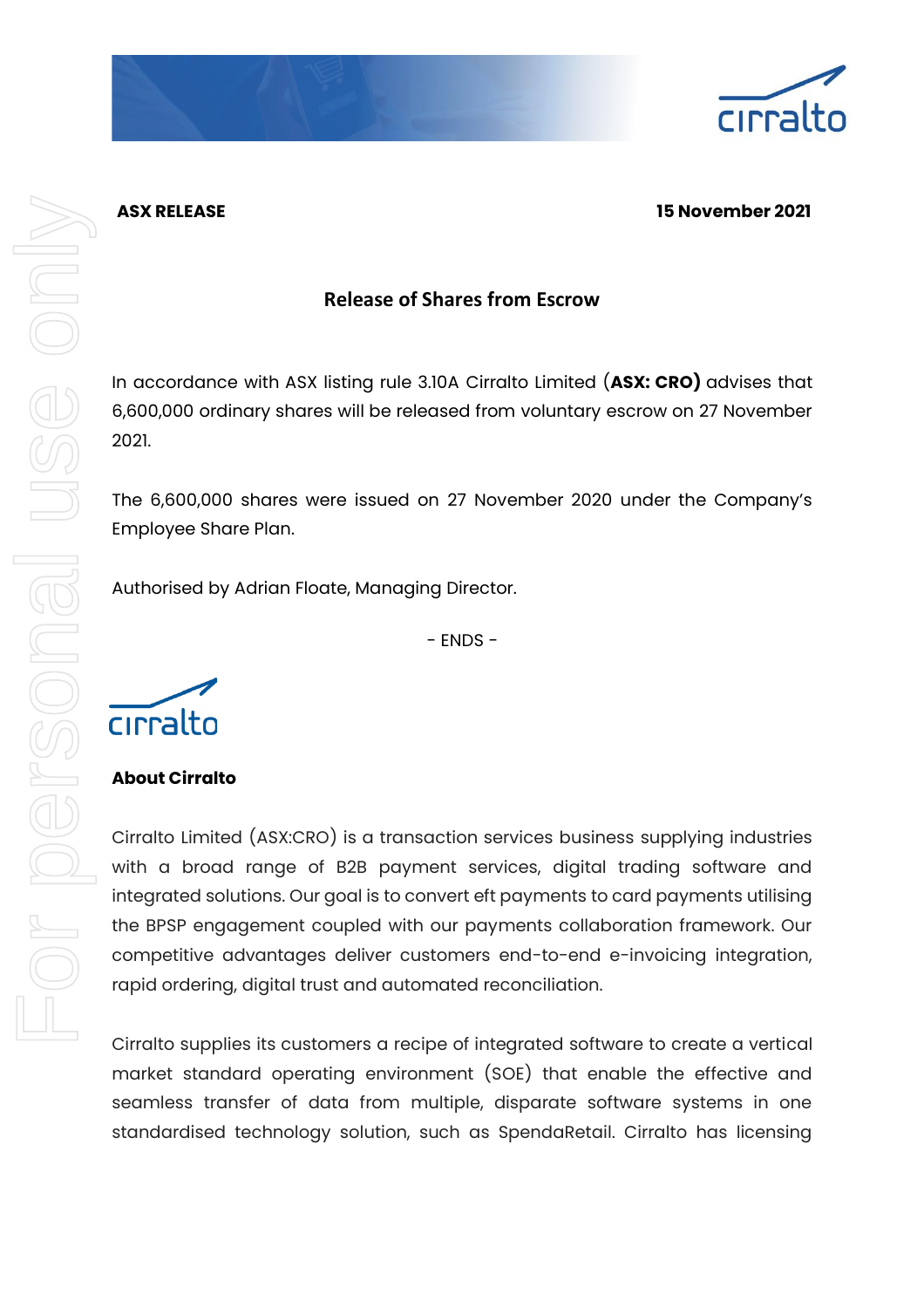**ASX RELEASE** **15 November 2021**

## Release of Shares from Escrow

In accordance with ASX listing rule 3.10A Cirralto Limited (**ASX: CRO)** advises that 6,600,000 ordinary shares will be released from voluntary escrow on 27 November 2021.

The 6,600,000 shares were issued on 27 November 2020 under the Company's Employee Share Plan.

Authorised by Adrian Floate, Managing Director.

\- ENDS -

**About Cirralto**

Cirralto Limited (ASX:CRO) is a transaction services business supplying industries with a broad range of B2B payment services, digital trading software and integrated solutions. Our goal is to convert eft payments to card payments utilising the BPSP engagement coupled with our payments collaboration framework. Our competitive advantages deliver customers end-to-end e-invoicing integration, rapid ordering, digital trust and automated reconciliation.

Cirralto supplies its customers a recipe of integrated software to create a vertical market standard operating environment (SOE) that enable the effective and seamless transfer of data from multiple, disparate software systems in one standardised technology solution, such as SpendaRetail. Cirralto has licensing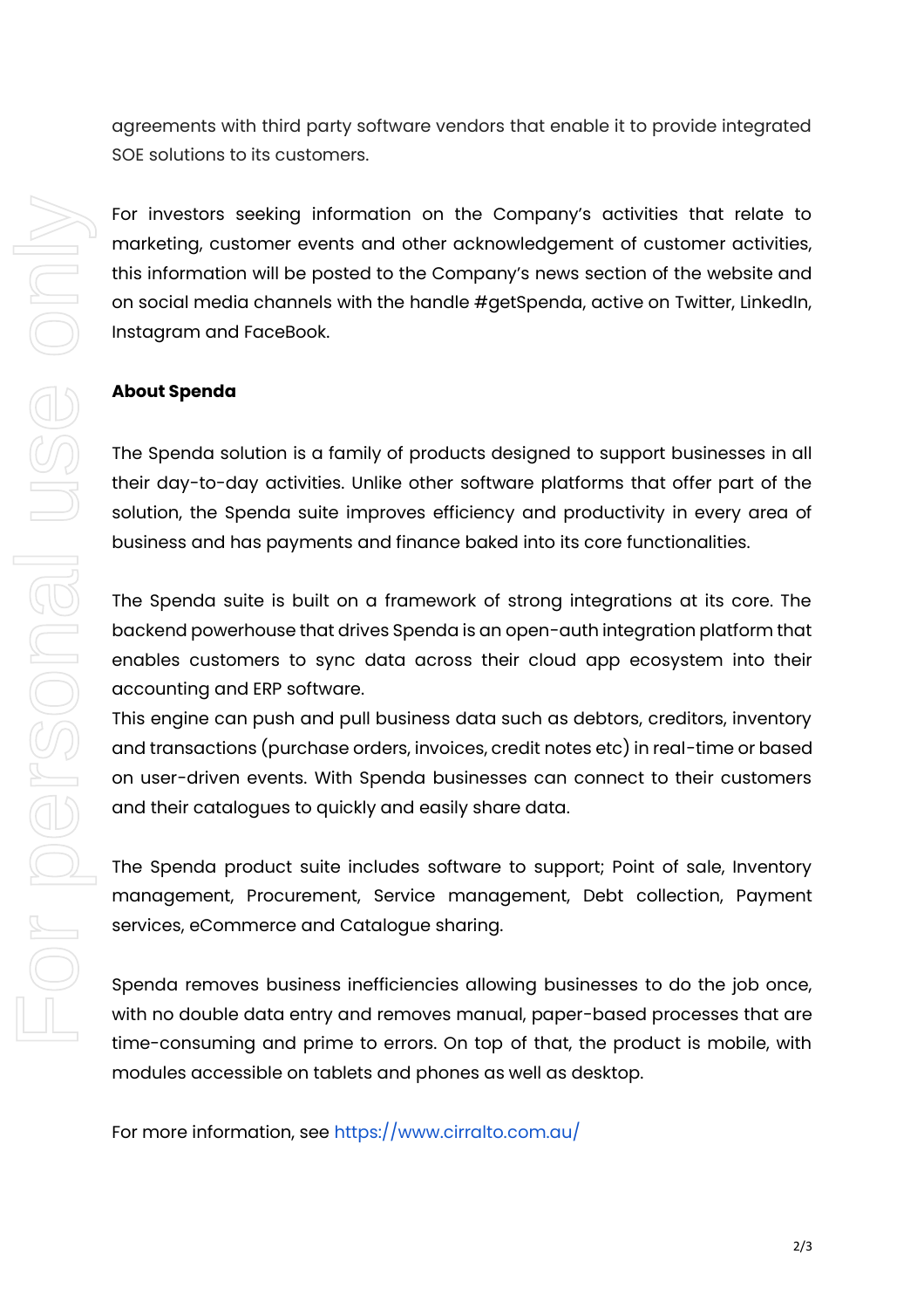agreements with third party software vendors that enable it to provide integrated SOE solutions to its customers.

For investors seeking information on the Company's activities that relate to marketing, customer events and other acknowledgement of customer activities, this information will be posted to the Company's news section of the website and on social media channels with the handle #getSpenda, active on Twitter, LinkedIn, Instagram and FaceBook.

**About Spenda**

The Spenda solution is a family of products designed to support businesses in all their day-to-day activities. Unlike other software platforms that offer part of the solution, the Spenda suite improves efficiency and productivity in every area of business and has payments and finance baked into its core functionalities.

The Spenda suite is built on a framework of strong integrations at its core. The backend powerhouse that drives Spenda is an open-auth integration platform that enables customers to sync data across their cloud app ecosystem into their accounting and ERP software.
This engine can push and pull business data such as debtors, creditors, inventory and transactions (purchase orders, invoices, credit notes etc) in real-time or based on user-driven events. With Spenda businesses can connect to their customers and their catalogues to quickly and easily share data.

The Spenda product suite includes software to support; Point of sale, Inventory management, Procurement, Service management, Debt collection, Payment services, eCommerce and Catalogue sharing.

Spenda removes business inefficiencies allowing businesses to do the job once, with no double data entry and removes manual, paper-based processes that are time-consuming and prime to errors. On top of that, the product is mobile, with modules accessible on tablets and phones as well as desktop.

For more information, see https://www.cirralto.com.au/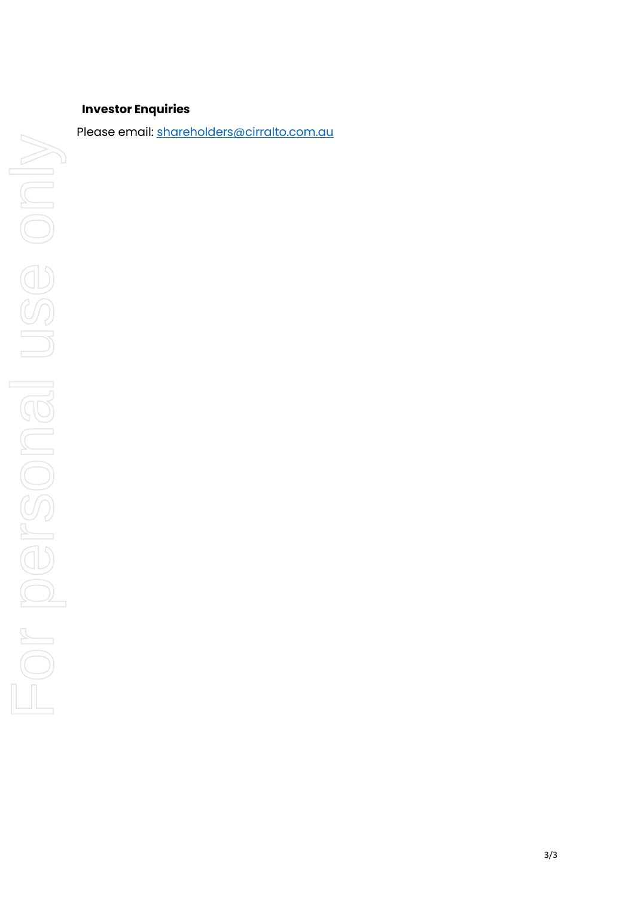**Investor Enquiries**

Please email: shareholders@cirralto.com.au